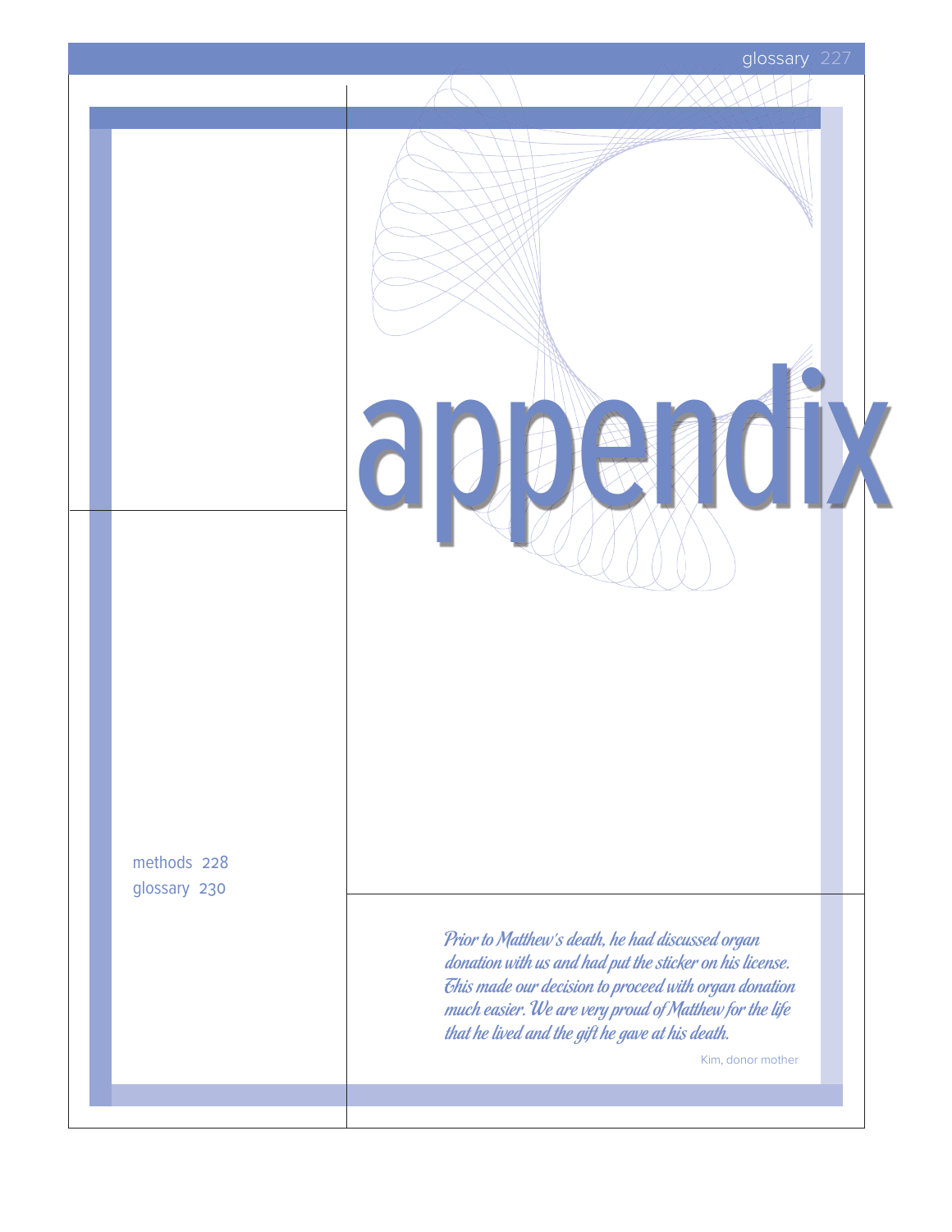# appendix

methods 228

glossary 230

*Prior to Matthew's death, he had discussed organ donation with us and had put the sticker on his license. This made our decision to proceed with organ donation much easier. We are very proud of Matthew for the life that he lived and the gift he gave at his death.*

Kim, donor mother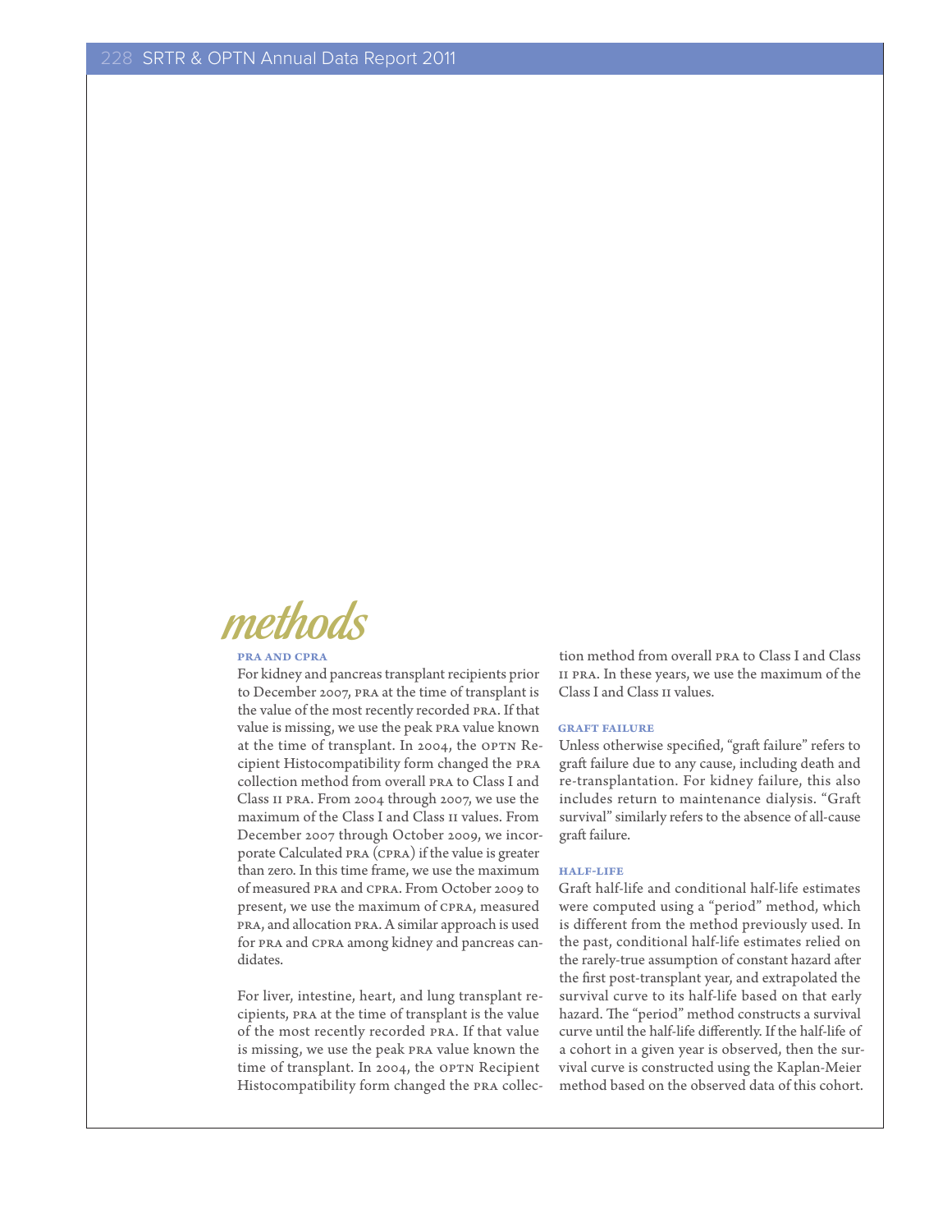# methods

## PRA AND CPRA

For kidney and pancreas transplant recipients prior to December 2007, PRA at the time of transplant is the value of the most recently recorded PRA. If that value is missing, we use the peak PRA value known at the time of transplant. In 2004, the OPTN Recipient Histocompatibility form changed the PRA collection method from overall PRA to Class I and Class II PRA. From 2004 through 2007, we use the maximum of the Class I and Class II values. From December 2007 through October 2009, we incorporate Calculated PRA (CPRA) if the value is greater than zero. In this time frame, we use the maximum of measured PRA and CPRA. From October 2009 to present, we use the maximum of CPRA, measured PRA, and allocation PRA. A similar approach is used for PRA and CPRA among kidney and pancreas candidates.

For liver, intestine, heart, and lung transplant recipients, PRA at the time of transplant is the value of the most recently recorded PRA. If that value is missing, we use the peak PRA value known the time of transplant. In 2004, the OPTN Recipient Histocompatibility form changed the PRA collection method from overall PRA to Class I and Class II PRA. In these years, we use the maximum of the Class I and Class II values.

## GRAFT FAILURE

Unless otherwise specified, "graft failure" refers to graft failure due to any cause, including death and re-transplantation. For kidney failure, this also includes return to maintenance dialysis. "Graft survival" similarly refers to the absence of all-cause graft failure.

## HALF-LIFE

Graft half-life and conditional half-life estimates were computed using a "period" method, which is different from the method previously used. In the past, conditional half-life estimates relied on the rarely-true assumption of constant hazard after the first post-transplant year, and extrapolated the survival curve to its half-life based on that early hazard. The "period" method constructs a survival curve until the half-life differently. If the half-life of a cohort in a given year is observed, then the survival curve is constructed using the Kaplan-Meier method based on the observed data of this cohort.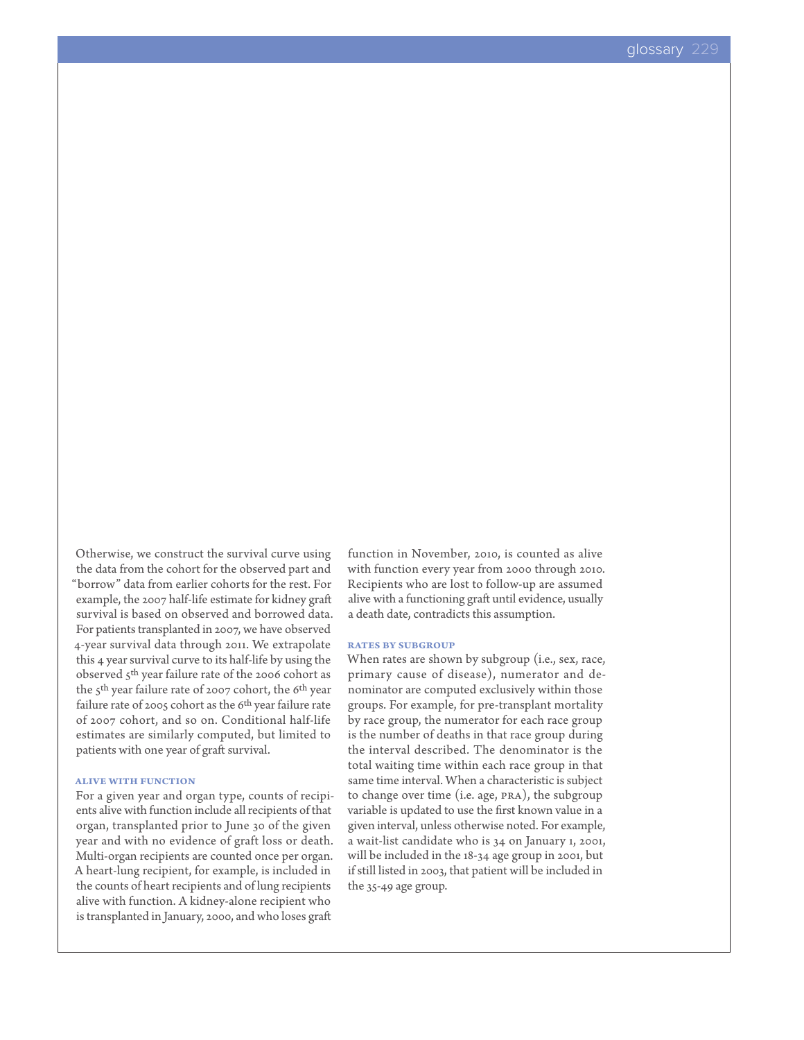Otherwise, we construct the survival curve using the data from the cohort for the observed part and "borrow" data from earlier cohorts for the rest. For example, the 2007 half-life estimate for kidney graft survival is based on observed and borrowed data. For patients transplanted in 2007, we have observed 4-year survival data through 2011. We extrapolate this 4 year survival curve to its half-life by using the observed 5th year failure rate of the 2006 cohort as the 5th year failure rate of 2007 cohort, the 6th year failure rate of 2005 cohort as the 6th year failure rate of 2007 cohort, and so on. Conditional half-life estimates are similarly computed, but limited to patients with one year of graft survival.

### ALIVE WITH FUNCTION

For a given year and organ type, counts of recipients alive with function include all recipients of that organ, transplanted prior to June 30 of the given year and with no evidence of graft loss or death. Multi-organ recipients are counted once per organ. A heart-lung recipient, for example, is included in the counts of heart recipients and of lung recipients alive with function. A kidney-alone recipient who is transplanted in January, 2000, and who loses graft function in November, 2010, is counted as alive with function every year from 2000 through 2010. Recipients who are lost to follow-up are assumed alive with a functioning graft until evidence, usually a death date, contradicts this assumption.

### RATES BY SUBGROUP

When rates are shown by subgroup (i.e., sex, race, primary cause of disease), numerator and denominator are computed exclusively within those groups. For example, for pre-transplant mortality by race group, the numerator for each race group is the number of deaths in that race group during the interval described. The denominator is the total waiting time within each race group in that same time interval. When a characteristic is subject to change over time (i.e. age, PRA), the subgroup variable is updated to use the first known value in a given interval, unless otherwise noted. For example, a wait-list candidate who is 34 on January 1, 2001, will be included in the 18-34 age group in 2001, but if still listed in 2003, that patient will be included in the 35-49 age group.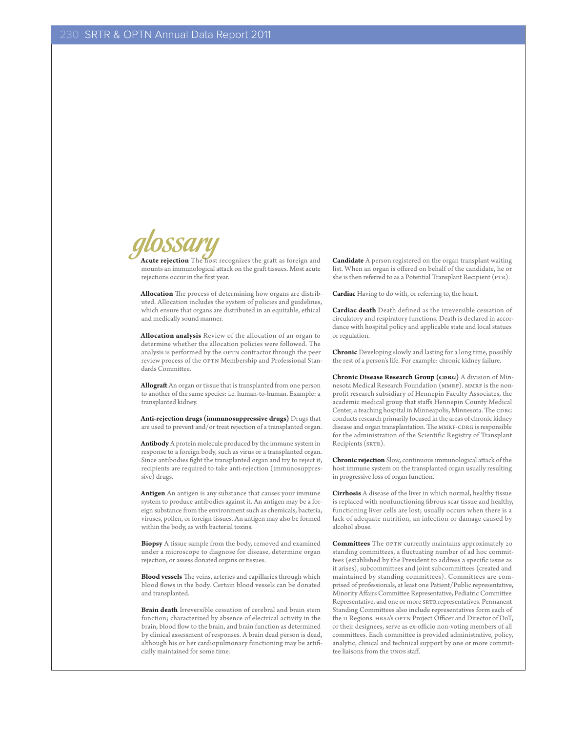# glossary

**Acute rejection** The host recognizes the graft as foreign and mounts an immunological attack on the graft tissues. Most acute rejections occur in the first year.

**Allocation** The process of determining how organs are distributed. Allocation includes the system of policies and guidelines, which ensure that organs are distributed in an equitable, ethical and medically sound manner.

**Allocation analysis** Review of the allocation of an organ to determine whether the allocation policies were followed. The analysis is performed by the OPTN contractor through the peer review process of the OPTN Membership and Professional Standards Committee.

**Allograft** An organ or tissue that is transplanted from one person to another of the same species: i.e. human-to-human. Example: a transplanted kidney.

**Anti-rejection drugs (immunosuppressive drugs)** Drugs that are used to prevent and/or treat rejection of a transplanted organ.

**Antibody** A protein molecule produced by the immune system in response to a foreign body, such as virus or a transplanted organ. Since antibodies fight the transplanted organ and try to reject it, recipients are required to take anti-rejection (immunosuppressive) drugs.

**Antigen** An antigen is any substance that causes your immune system to produce antibodies against it. An antigen may be a foreign substance from the environment such as chemicals, bacteria, viruses, pollen, or foreign tissues. An antigen may also be formed within the body, as with bacterial toxins.

**Biopsy** A tissue sample from the body, removed and examined under a microscope to diagnose for disease, determine organ rejection, or assess donated organs or tissues.

**Blood vessels** The veins, arteries and capillaries through which blood flows in the body. Certain blood vessels can be donated and transplanted.

**Brain death** Irreversible cessation of cerebral and brain stem function; characterized by absence of electrical activity in the brain, blood flow to the brain, and brain function as determined by clinical assessment of responses. A brain dead person is dead, although his or her cardiopulmonary functioning may be artificially maintained for some time.

**Candidate** A person registered on the organ transplant waiting list. When an organ is offered on behalf of the candidate, he or she is then referred to as a Potential Transplant Recipient (PTR).

**Cardiac** Having to do with, or referring to, the heart.

**Cardiac death** Death defined as the irreversible cessation of circulatory and respiratory functions. Death is declared in accordance with hospital policy and applicable state and local statues or regulation.

**Chronic** Developing slowly and lasting for a long time, possibly the rest of a person's life. For example: chronic kidney failure.

**Chronic Disease Research Group (CDRG)** A division of Minnesota Medical Research Foundation (MMRF). MMRF is the nonprofit research subsidiary of Hennepin Faculty Associates, the academic medical group that staffs Hennepin County Medical Center, a teaching hospital in Minneapolis, Minnesota. The CDRG conducts research primarily focused in the areas of chronic kidney disease and organ transplantation. The MMRF-CDRG is responsible for the administration of the Scientific Registry of Transplant Recipients (SRTR).

**Chronic rejection** Slow, continuous immunological attack of the host immune system on the transplanted organ usually resulting in progressive loss of organ function.

**Cirrhosis** A disease of the liver in which normal, healthy tissue is replaced with nonfunctioning fibrous scar tissue and healthy, functioning liver cells are lost; usually occurs when there is a lack of adequate nutrition, an infection or damage caused by alcohol abuse.

**Committees** The OPTN currently maintains approximately 20 standing committees, a fluctuating number of ad hoc committees (established by the President to address a specific issue as it arises), subcommittees and joint subcommittees (created and maintained by standing committees). Committees are comprised of professionals, at least one Patient/Public representative, Minority Affairs Committee Representative, Pediatric Committee Representative, and one or more SRTR representatives. Permanent Standing Committees also include representatives form each of the 11 Regions. HRSA's OPTN Project Officer and Director of DoT, or their designees, serve as ex-officio non-voting members of all committees. Each committee is provided administrative, policy, analytic, clinical and technical support by one or more committee liaisons from the UNOS staff.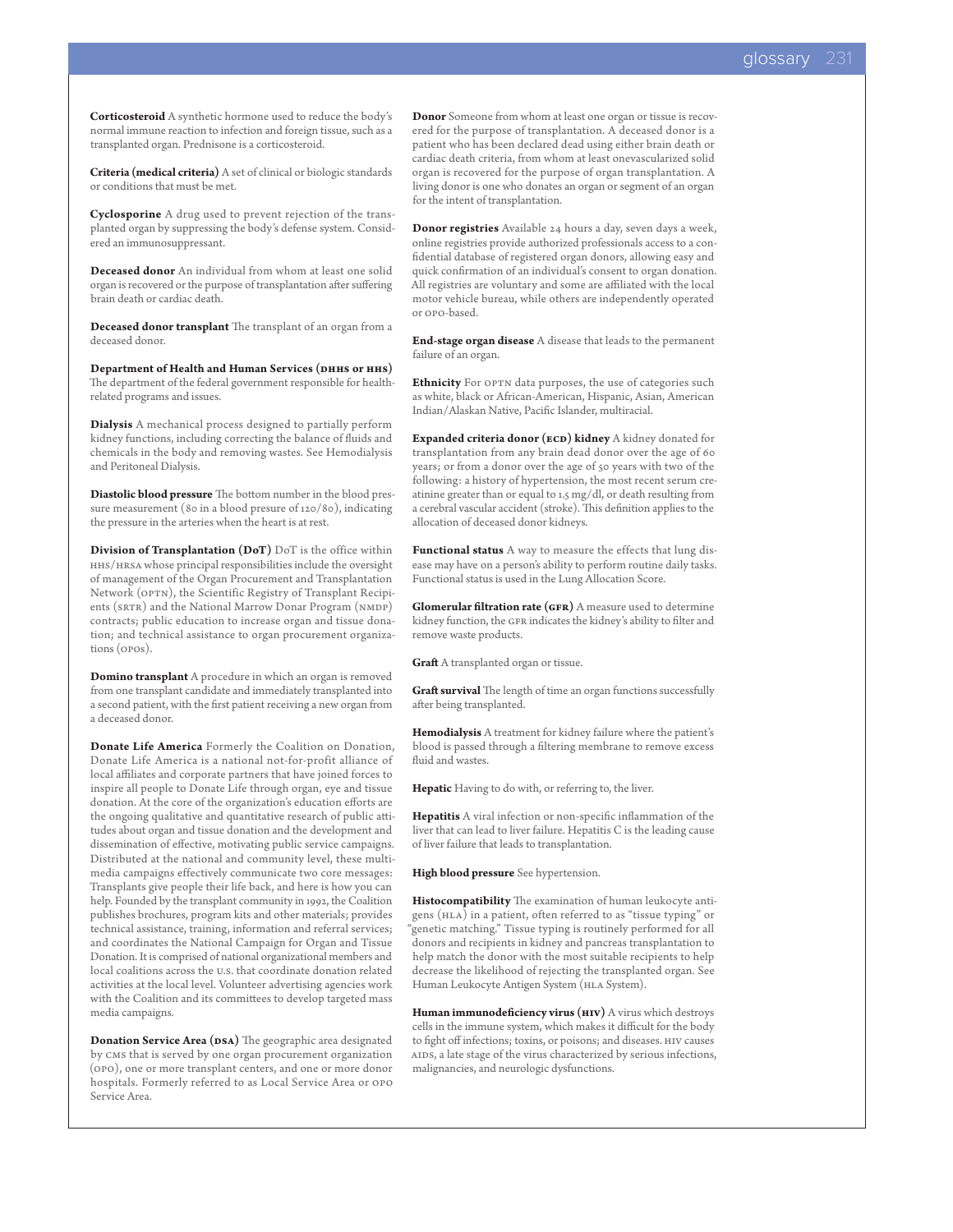**Corticosteroid** A synthetic hormone used to reduce the body's normal immune reaction to infection and foreign tissue, such as a transplanted organ. Prednisone is a corticosteroid.

**Criteria (medical criteria)** A set of clinical or biologic standards or conditions that must be met.

**Cyclosporine** A drug used to prevent rejection of the transplanted organ by suppressing the body's defense system. Considered an immunosuppressant.

**Deceased donor** An individual from whom at least one solid organ is recovered or the purpose of transplantation after suffering brain death or cardiac death.

**Deceased donor transplant** The transplant of an organ from a deceased donor.

**Department of Health and Human Services (DHHS or HHS)** The department of the federal government responsible for health-related programs and issues.

**Dialysis** A mechanical process designed to partially perform kidney functions, including correcting the balance of fluids and chemicals in the body and removing wastes. See Hemodialysis and Peritoneal Dialysis.

**Diastolic blood pressure** The bottom number in the blood pressure measurement (80 in a blood presure of 120/80), indicating the pressure in the arteries when the heart is at rest.

**Division of Transplantation (DoT)** DoT is the office within HHS/HRSA whose principal responsibilities include the oversight of management of the Organ Procurement and Transplantation Network (OPTN), the Scientific Registry of Transplant Recipients (SRTR) and the National Marrow Donar Program (NMDP) contracts; public education to increase organ and tissue donation; and technical assistance to organ procurement organizations (OPOs).

**Domino transplant** A procedure in which an organ is removed from one transplant candidate and immediately transplanted into a second patient, with the first patient receiving a new organ from a deceased donor.

**Donate Life America** Formerly the Coalition on Donation, Donate Life America is a national not-for-profit alliance of local affiliates and corporate partners that have joined forces to inspire all people to Donate Life through organ, eye and tissue donation. At the core of the organization's education efforts are the ongoing qualitative and quantitative research of public attitudes about organ and tissue donation and the development and dissemination of effective, motivating public service campaigns. Distributed at the national and community level, these multi-media campaigns effectively communicate two core messages: Transplants give people their life back, and here is how you can help. Founded by the transplant community in 1992, the Coalition publishes brochures, program kits and other materials; provides technical assistance, training, information and referral services; and coordinates the National Campaign for Organ and Tissue Donation. It is comprised of national organizational members and local coalitions across the U.S. that coordinate donation related activities at the local level. Volunteer advertising agencies work with the Coalition and its committees to develop targeted mass media campaigns.

**Donation Service Area (DSA)** The geographic area designated by CMS that is served by one organ procurement organization (OPO), one or more transplant centers, and one or more donor hospitals. Formerly referred to as Local Service Area or OPO Service Area.

**Donor** Someone from whom at least one organ or tissue is recovered for the purpose of transplantation. A deceased donor is a patient who has been declared dead using either brain death or cardiac death criteria, from whom at least onevascularized solid organ is recovered for the purpose of organ transplantation. A living donor is one who donates an organ or segment of an organ for the intent of transplantation.

**Donor registries** Available 24 hours a day, seven days a week, online registries provide authorized professionals access to a confidential database of registered organ donors, allowing easy and quick confirmation of an individual's consent to organ donation. All registries are voluntary and some are affiliated with the local motor vehicle bureau, while others are independently operated or OPO-based.

**End-stage organ disease** A disease that leads to the permanent failure of an organ.

**Ethnicity** For OPTN data purposes, the use of categories such as white, black or African-American, Hispanic, Asian, American Indian/Alaskan Native, Pacific Islander, multiracial.

**Expanded criteria donor (ECD) kidney** A kidney donated for transplantation from any brain dead donor over the age of 60 years; or from a donor over the age of 50 years with two of the following: a history of hypertension, the most recent serum creatinine greater than or equal to 1.5 mg/dl, or death resulting from a cerebral vascular accident (stroke). This definition applies to the allocation of deceased donor kidneys.

**Functional status** A way to measure the effects that lung disease may have on a person's ability to perform routine daily tasks. Functional status is used in the Lung Allocation Score.

**Glomerular filtration rate (GFR)** A measure used to determine kidney function, the GFR indicates the kidney's ability to filter and remove waste products.

**Graft** A transplanted organ or tissue.

**Graft survival** The length of time an organ functions successfully after being transplanted.

**Hemodialysis** A treatment for kidney failure where the patient's blood is passed through a filtering membrane to remove excess fluid and wastes.

**Hepatic** Having to do with, or referring to, the liver.

**Hepatitis** A viral infection or non-specific inflammation of the liver that can lead to liver failure. Hepatitis C is the leading cause of liver failure that leads to transplantation.

**High blood pressure** See hypertension.

**Histocompatibility** The examination of human leukocyte antigens (HLA) in a patient, often referred to as "tissue typing" or "genetic matching." Tissue typing is routinely performed for all donors and recipients in kidney and pancreas transplantation to help match the donor with the most suitable recipients to help decrease the likelihood of rejecting the transplanted organ. See Human Leukocyte Antigen System (HLA System).

**Human immunodeficiency virus (HIV)** A virus which destroys cells in the immune system, which makes it difficult for the body to fight off infections; toxins, or poisons; and diseases. HIV causes AIDS, a late stage of the virus characterized by serious infections, malignancies, and neurologic dysfunctions.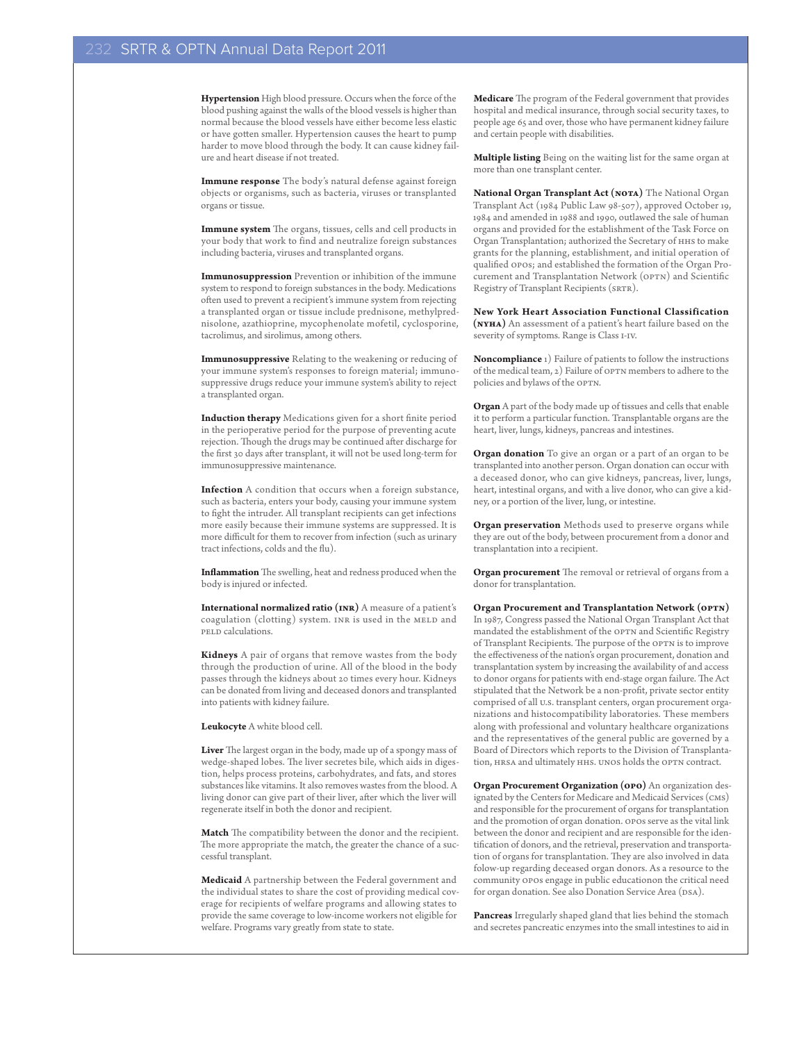**Hypertension** High blood pressure. Occurs when the force of the blood pushing against the walls of the blood vessels is higher than normal because the blood vessels have either become less elastic or have gotten smaller. Hypertension causes the heart to pump harder to move blood through the body. It can cause kidney failure and heart disease if not treated.

**Immune response** The body's natural defense against foreign objects or organisms, such as bacteria, viruses or transplanted organs or tissue.

**Immune system** The organs, tissues, cells and cell products in your body that work to find and neutralize foreign substances including bacteria, viruses and transplanted organs.

**Immunosuppression** Prevention or inhibition of the immune system to respond to foreign substances in the body. Medications often used to prevent a recipient's immune system from rejecting a transplanted organ or tissue include prednisone, methylprednisolone, azathioprine, mycophenolate mofetil, cyclosporine, tacrolimus, and sirolimus, among others.

**Immunosuppressive** Relating to the weakening or reducing of your immune system's responses to foreign material; immunosuppressive drugs reduce your immune system's ability to reject a transplanted organ.

**Induction therapy** Medications given for a short finite period in the perioperative period for the purpose of preventing acute rejection. Though the drugs may be continued after discharge for the first 30 days after transplant, it will not be used long-term for immunosuppressive maintenance.

**Infection** A condition that occurs when a foreign substance, such as bacteria, enters your body, causing your immune system to fight the intruder. All transplant recipients can get infections more easily because their immune systems are suppressed. It is more difficult for them to recover from infection (such as urinary tract infections, colds and the flu).

**Inflammation** The swelling, heat and redness produced when the body is injured or infected.

**International normalized ratio (INR)** A measure of a patient's coagulation (clotting) system. INR is used in the MELD and PELD calculations.

**Kidneys** A pair of organs that remove wastes from the body through the production of urine. All of the blood in the body passes through the kidneys about 20 times every hour. Kidneys can be donated from living and deceased donors and transplanted into patients with kidney failure.

**Leukocyte** A white blood cell.

**Liver** The largest organ in the body, made up of a spongy mass of wedge-shaped lobes. The liver secretes bile, which aids in digestion, helps process proteins, carbohydrates, and fats, and stores substances like vitamins. It also removes wastes from the blood. A living donor can give part of their liver, after which the liver will regenerate itself in both the donor and recipient.

**Match** The compatibility between the donor and the recipient. The more appropriate the match, the greater the chance of a successful transplant.

**Medicaid** A partnership between the Federal government and the individual states to share the cost of providing medical coverage for recipients of welfare programs and allowing states to provide the same coverage to low-income workers not eligible for welfare. Programs vary greatly from state to state.

**Medicare** The program of the Federal government that provides hospital and medical insurance, through social security taxes, to people age 65 and over, those who have permanent kidney failure and certain people with disabilities.

**Multiple listing** Being on the waiting list for the same organ at more than one transplant center.

**National Organ Transplant Act (NOTA)** The National Organ Transplant Act (1984 Public Law 98-507), approved October 19, 1984 and amended in 1988 and 1990, outlawed the sale of human organs and provided for the establishment of the Task Force on Organ Transplantation; authorized the Secretary of HHS to make grants for the planning, establishment, and initial operation of qualified OPOs; and established the formation of the Organ Procurement and Transplantation Network (OPTN) and Scientific Registry of Transplant Recipients (SRTR).

**New York Heart Association Functional Classification (NYHA)** An assessment of a patient's heart failure based on the severity of symptoms. Range is Class I-IV.

**Noncompliance** 1) Failure of patients to follow the instructions of the medical team, 2) Failure of OPTN members to adhere to the policies and bylaws of the OPTN.

**Organ** A part of the body made up of tissues and cells that enable it to perform a particular function. Transplantable organs are the heart, liver, lungs, kidneys, pancreas and intestines.

**Organ donation** To give an organ or a part of an organ to be transplanted into another person. Organ donation can occur with a deceased donor, who can give kidneys, pancreas, liver, lungs, heart, intestinal organs, and with a live donor, who can give a kidney, or a portion of the liver, lung, or intestine.

**Organ preservation** Methods used to preserve organs while they are out of the body, between procurement from a donor and transplantation into a recipient.

**Organ procurement** The removal or retrieval of organs from a donor for transplantation.

**Organ Procurement and Transplantation Network (OPTN)** In 1987, Congress passed the National Organ Transplant Act that mandated the establishment of the OPTN and Scientific Registry of Transplant Recipients. The purpose of the OPTN is to improve the effectiveness of the nation's organ procurement, donation and transplantation system by increasing the availability of and access to donor organs for patients with end-stage organ failure. The Act stipulated that the Network be a non-profit, private sector entity comprised of all U.S. transplant centers, organ procurement organizations and histocompatibility laboratories. These members along with professional and voluntary healthcare organizations and the representatives of the general public are governed by a Board of Directors which reports to the Division of Transplantation, HRSA and ultimately HHS. UNOS holds the OPTN contract.

**Organ Procurement Organization (OPO)** An organization designated by the Centers for Medicare and Medicaid Services (CMS) and responsible for the procurement of organs for transplantation and the promotion of organ donation. OPOs serve as the vital link between the donor and recipient and are responsible for the identification of donors, and the retrieval, preservation and transportation of organs for transplantation. They are also involved in data folow-up regarding deceased organ donors. As a resource to the community OPOs engage in public educationon the critical need for organ donation. See also Donation Service Area (DSA).

**Pancreas** Irregularly shaped gland that lies behind the stomach and secretes pancreatic enzymes into the small intestines to aid in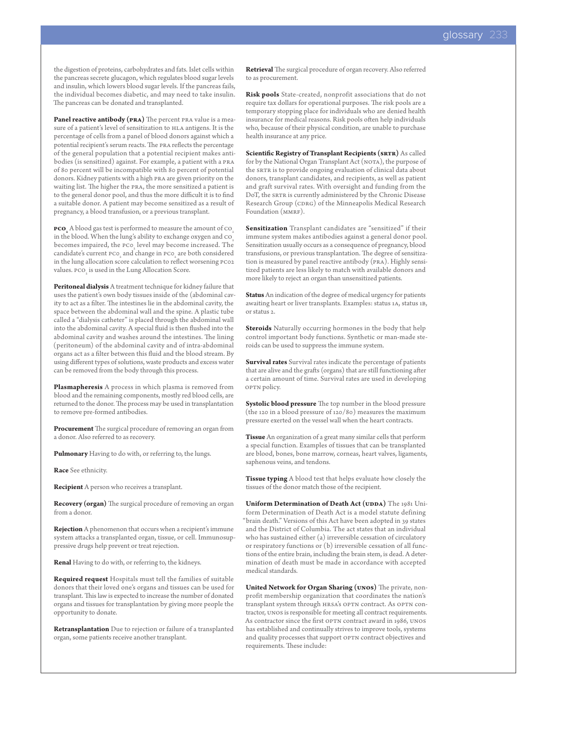the digestion of proteins, carbohydrates and fats. Islet cells within the pancreas secrete glucagon, which regulates blood sugar levels and insulin, which lowers blood sugar levels. If the pancreas fails, the individual becomes diabetic, and may need to take insulin. The pancreas can be donated and transplanted.

**Panel reactive antibody (PRA)** The percent PRA value is a measure of a patient's level of sensitization to HLA antigens. It is the percentage of cells from a panel of blood donors against which a potential recipient's serum reacts. The PRA reflects the percentage of the general population that a potential recipient makes antibodies (is sensitized) against. For example, a patient with a PRA of 80 percent will be incompatible with 80 percent of potential donors. Kidney patients with a high PRA are given priority on the waiting list. The higher the PRA, the more sensitized a patient is to the general donor pool, and thus the more difficult it is to find a suitable donor. A patient may become sensitized as a result of pregnancy, a blood transfusion, or a previous transplant.

**$PCO_2$** A blood gas test is performed to measure the amount of $CO_2$ in the blood. When the lung's ability to exchange oxygen and $CO_2$ becomes impaired, the $PCO_2$ level may become increased. The candidate's current $PCO_2$ and change in $PCO_2$ are both considered in the lung allocation score calculation to reflect worsening PCO2 values. $PCO_2$ is used in the Lung Allocation Score.

**Peritoneal dialysis** A treatment technique for kidney failure that uses the patient's own body tissues inside of the (abdominal cavity to act as a filter. The intestines lie in the abdominal cavity, the space between the abdominal wall and the spine. A plastic tube called a "dialysis catheter" is placed through the abdominal wall into the abdominal cavity. A special fluid is then flushed into the abdominal cavity and washes around the intestines. The lining (peritoneum) of the abdominal cavity and of intra-abdominal organs act as a filter between this fluid and the blood stream. By using different types of solutions, waste products and excess water can be removed from the body through this process.

**Plasmapheresis** A process in which plasma is removed from blood and the remaining components, mostly red blood cells, are returned to the donor. The process may be used in transplantation to remove pre-formed antibodies.

**Procurement** The surgical procedure of removing an organ from a donor. Also referred to as recovery.

**Pulmonary** Having to do with, or referring to, the lungs.

**Race** See ethnicity.

**Recipient** A person who receives a transplant.

**Recovery (organ)** The surgical procedure of removing an organ from a donor.

**Rejection** A phenomenon that occurs when a recipient's immune system attacks a transplanted organ, tissue, or cell. Immunosuppressive drugs help prevent or treat rejection.

**Renal** Having to do with, or referring to, the kidneys.

**Required request** Hospitals must tell the families of suitable donors that their loved one's organs and tissues can be used for transplant. This law is expected to increase the number of donated organs and tissues for transplantation by giving more people the opportunity to donate.

**Retransplantation** Due to rejection or failure of a transplanted organ, some patients receive another transplant.

**Retrieval** The surgical procedure of organ recovery. Also referred to as procurement.

**Risk pools** State-created, nonprofit associations that do not require tax dollars for operational purposes. The risk pools are a temporary stopping place for individuals who are denied health insurance for medical reasons. Risk pools often help individuals who, because of their physical condition, are unable to purchase health insurance at any price.

**Scientific Registry of Transplant Recipients (SRTR)** As called for by the National Organ Transplant Act (NOTA), the purpose of the SRTR is to provide ongoing evaluation of clinical data about donors, transplant candidates, and recipients, as well as patient and graft survival rates. With oversight and funding from the DoT, the SRTR is currently administered by the Chronic Disease Research Group (CDRG) of the Minneapolis Medical Research Foundation (MMRF).

**Sensitization** Transplant candidates are "sensitized" if their immune system makes antibodies against a general donor pool. Sensitization usually occurs as a consequence of pregnancy, blood transfusions, or previous transplantation. The degree of sensitization is measured by panel reactive antibody (PRA). Highly sensitized patients are less likely to match with available donors and more likely to reject an organ than unsensitized patients.

**Status** An indication of the degree of medical urgency for patients awaiting heart or liver transplants. Examples: status 1A, status 1B, or status 2.

**Steroids** Naturally occurring hormones in the body that help control important body functions. Synthetic or man-made steroids can be used to suppress the immune system.

**Survival rates** Survival rates indicate the percentage of patients that are alive and the grafts (organs) that are still functioning after a certain amount of time. Survival rates are used in developing OPTN policy.

**Systolic blood pressure** The top number in the blood pressure (the 120 in a blood pressure of 120/80) measures the maximum pressure exerted on the vessel wall when the heart contracts.

**Tissue** An organization of a great many similar cells that perform a special function. Examples of tissues that can be transplanted are blood, bones, bone marrow, corneas, heart valves, ligaments, saphenous veins, and tendons.

**Tissue typing** A blood test that helps evaluate how closely the tissues of the donor match those of the recipient.

**Uniform Determination of Death Act (UDDA)** The 1981 Uniform Determination of Death Act is a model statute defining "brain death." Versions of this Act have been adopted in 39 states and the District of Columbia. The act states that an individual who has sustained either (a) irreversible cessation of circulatory or respiratory functions or (b) irreversible cessation of all functions of the entire brain, including the brain stem, is dead. A determination of death must be made in accordance with accepted medical standards.

**United Network for Organ Sharing (UNOS)** The private, nonprofit membership organization that coordinates the nation's transplant system through HRSA's OPTN contract. As OPTN contractor, UNOS is responsible for meeting all contract requirements. As contractor since the first OPTN contract award in 1986, UNOS has established and continually strives to improve tools, systems and quality processes that support OPTN contract objectives and requirements. These include: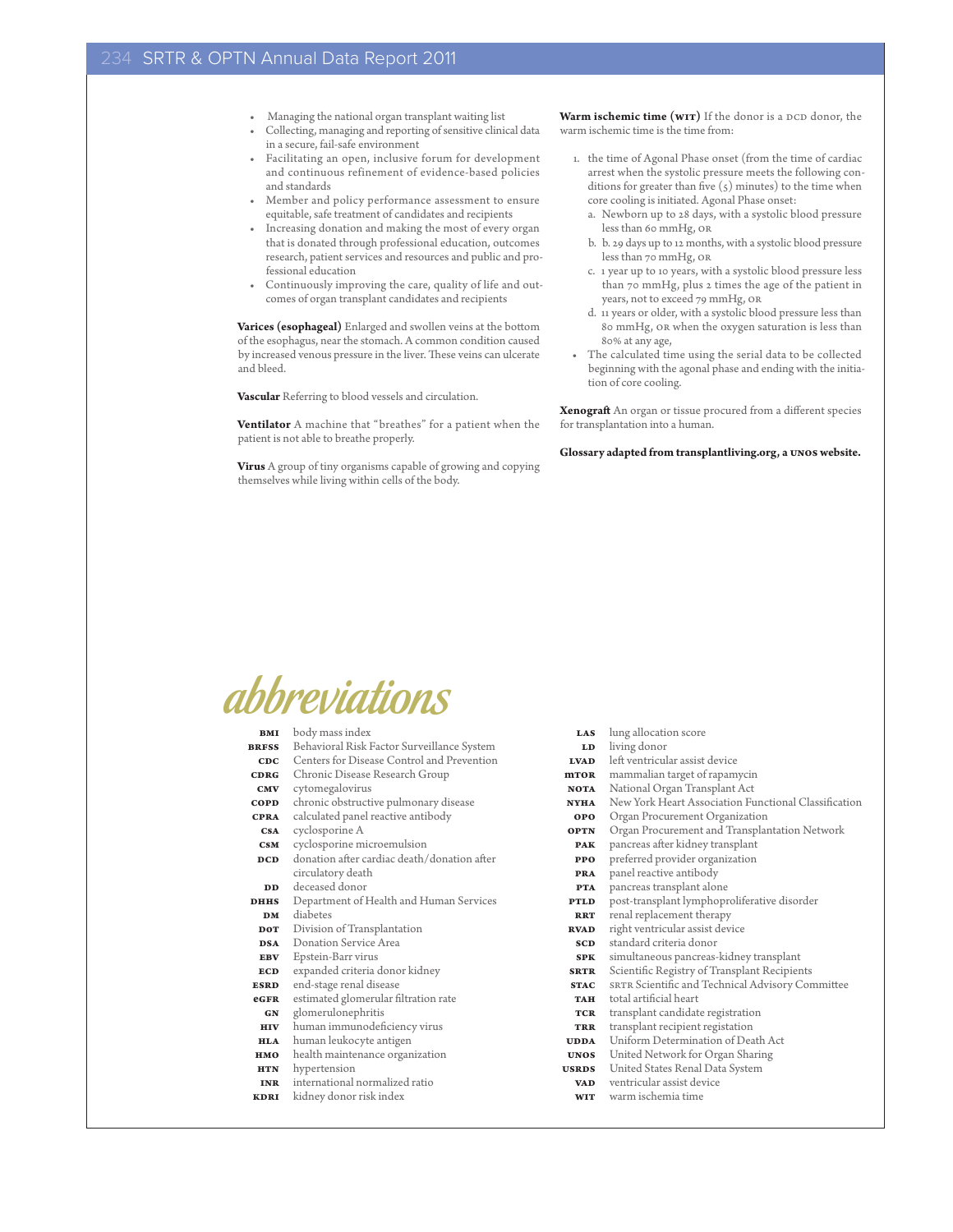- Managing the national organ transplant waiting list
- Collecting, managing and reporting of sensitive clinical data in a secure, fail-safe environment
- Facilitating an open, inclusive forum for development and continuous refinement of evidence-based policies and standards
- Member and policy performance assessment to ensure equitable, safe treatment of candidates and recipients
- Increasing donation and making the most of every organ that is donated through professional education, outcomes research, patient services and resources and public and professional education
- Continuously improving the care, quality of life and outcomes of organ transplant candidates and recipients

**Varices (esophageal)** Enlarged and swollen veins at the bottom of the esophagus, near the stomach. A common condition caused by increased venous pressure in the liver. These veins can ulcerate and bleed.

**Vascular** Referring to blood vessels and circulation.

**Ventilator** A machine that "breathes" for a patient when the patient is not able to breathe properly.

**Virus** A group of tiny organisms capable of growing and copying themselves while living within cells of the body.

**Warm ischemic time (WIT)** If the donor is a DCD donor, the warm ischemic time is the time from:

1. the time of Agonal Phase onset (from the time of cardiac arrest when the systolic pressure meets the following conditions for greater than five (5) minutes) to the time when core cooling is initiated. Agonal Phase onset:
   a. Newborn up to 28 days, with a systolic blood pressure less than 60 mmHg, OR
   b. b. 29 days up to 12 months, with a systolic blood pressure less than 70 mmHg, OR
   c. 1 year up to 10 years, with a systolic blood pressure less than 70 mmHg, plus 2 times the age of the patient in years, not to exceed 79 mmHg, OR
   d. 11 years or older, with a systolic blood pressure less than 80 mmHg, OR when the oxygen saturation is less than 80% at any age,

- The calculated time using the serial data to be collected beginning with the agonal phase and ending with the initiation of core cooling.

**Xenograft** An organ or tissue procured from a different species for transplantation into a human.

**Glossary adapted from transplantliving.org, a UNOS website.**

# *abbreviations*

| | |
|---|---|
| **BMI** | body mass index |
| **BRFSS** | Behavioral Risk Factor Surveillance System |
| **CDC** | Centers for Disease Control and Prevention |
| **CDRG** | Chronic Disease Research Group |
| **CMV** | cytomegalovirus |
| **COPD** | chronic obstructive pulmonary disease |
| **CPRA** | calculated panel reactive antibody |
| **CSA** | cyclosporine A |
| **CSM** | cyclosporine microemulsion |
| **DCD** | donation after cardiac death/donation after circulatory death |
| **DD** | deceased donor |
| **DHHS** | Department of Health and Human Services |
| **DM** | diabetes |
| **DOT** | Division of Transplantation |
| **DSA** | Donation Service Area |
| **EBV** | Epstein-Barr virus |
| **ECD** | expanded criteria donor kidney |
| **ESRD** | end-stage renal disease |
| **eGFR** | estimated glomerular filtration rate |
| **GN** | glomerulonephritis |
| **HIV** | human immunodeficiency virus |
| **HLA** | human leukocyte antigen |
| **HMO** | health maintenance organization |
| **HTN** | hypertension |
| **INR** | international normalized ratio |
| **KDRI** | kidney donor risk index |
| **LAS** | lung allocation score |
| **LD** | living donor |
| **LVAD** | left ventricular assist device |
| **mTOR** | mammalian target of rapamycin |
| **NOTA** | National Organ Transplant Act |
| **NYHA** | New York Heart Association Functional Classification |
| **OPO** | Organ Procurement Organization |
| **OPTN** | Organ Procurement and Transplantation Network |
| **PAK** | pancreas after kidney transplant |
| **PPO** | preferred provider organization |
| **PRA** | panel reactive antibody |
| **PTA** | pancreas transplant alone |
| **PTLD** | post-transplant lymphoproliferative disorder |
| **RRT** | renal replacement therapy |
| **RVAD** | right ventricular assist device |
| **SCD** | standard criteria donor |
| **SPK** | simultaneous pancreas-kidney transplant |
| **SRTR** | Scientific Registry of Transplant Recipients |
| **STAC** | SRTR Scientific and Technical Advisory Committee |
| **TAH** | total artificial heart |
| **TCR** | transplant candidate registration |
| **TRR** | transplant recipient registation |
| **UDDA** | Uniform Determination of Death Act |
| **UNOS** | United Network for Organ Sharing |
| **USRDS** | United States Renal Data System |
| **VAD** | ventricular assist device |
| **WIT** | warm ischemia time |